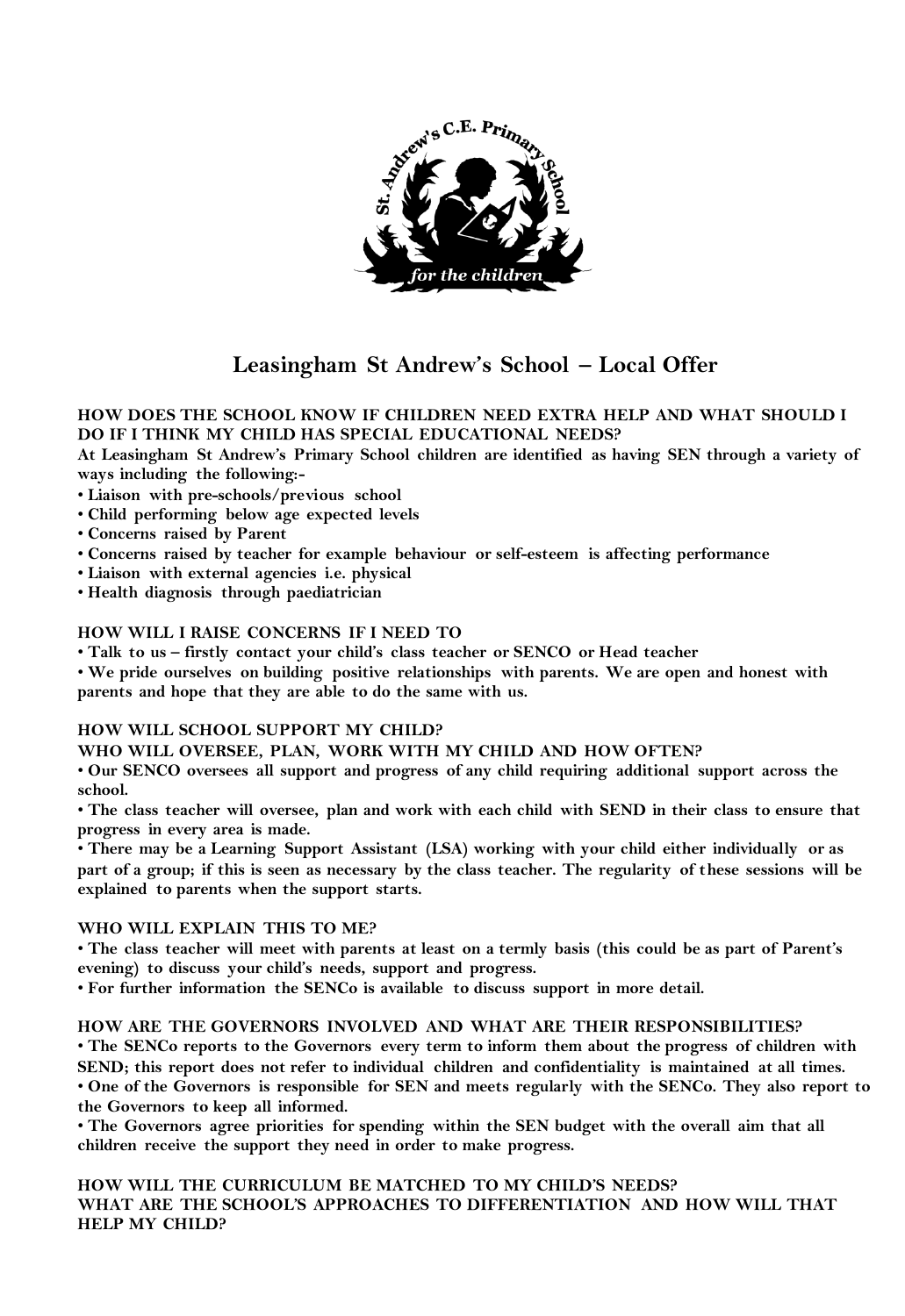# Leasingham St Andrew's School – Local Offer

**HOW DOES THE SCHOOL KNOW IF CHILDREN NEED EXTRA HELP AND WHAT SHOULD I DO IF I THINK MY CHILD HAS SPECIAL EDUCATIONAL NEEDS?**

**At Leasingham St Andrew's Primary School children are identified as having SEN through a variety of ways including the following:-**

- **Liaison with pre-schools/previous school**
- **Child performing below age expected levels**
- **Concerns raised by Parent**
- **Concerns raised by teacher for example behaviour or self-esteem is affecting performance**
- **Liaison with external agencies i.e. physical**
- **Health diagnosis through paediatrician**

**HOW WILL I RAISE CONCERNS IF I NEED TO**

- **Talk to us – firstly contact your child's class teacher or SENCO or Head teacher**
- **We pride ourselves on building positive relationships with parents. We are open and honest with parents and hope that they are able to do the same with us.**

**HOW WILL SCHOOL SUPPORT MY CHILD?**

**WHO WILL OVERSEE, PLAN, WORK WITH MY CHILD AND HOW OFTEN?**

- **Our SENCO oversees all support and progress of any child requiring additional support across the school.**
- **The class teacher will oversee, plan and work with each child with SEND in their class to ensure that progress in every area is made.**
- **There may be a Learning Support Assistant (LSA) working with your child either individually or as part of a group; if this is seen as necessary by the class teacher. The regularity of these sessions will be explained to parents when the support starts.**

**WHO WILL EXPLAIN THIS TO ME?**

- **The class teacher will meet with parents at least on a termly basis (this could be as part of Parent's evening) to discuss your child's needs, support and progress.**
- **For further information the SENCo is available to discuss support in more detail.**

**HOW ARE THE GOVERNORS INVOLVED AND WHAT ARE THEIR RESPONSIBILITIES?**

- **The SENCo reports to the Governors every term to inform them about the progress of children with SEND; this report does not refer to individual children and confidentiality is maintained at all times.**
- **One of the Governors is responsible for SEN and meets regularly with the SENCo. They also report to the Governors to keep all informed.**
- **The Governors agree priorities for spending within the SEN budget with the overall aim that all children receive the support they need in order to make progress.**

**HOW WILL THE CURRICULUM BE MATCHED TO MY CHILD'S NEEDS?**

**WHAT ARE THE SCHOOL'S APPROACHES TO DIFFERENTIATION AND HOW WILL THAT HELP MY CHILD?**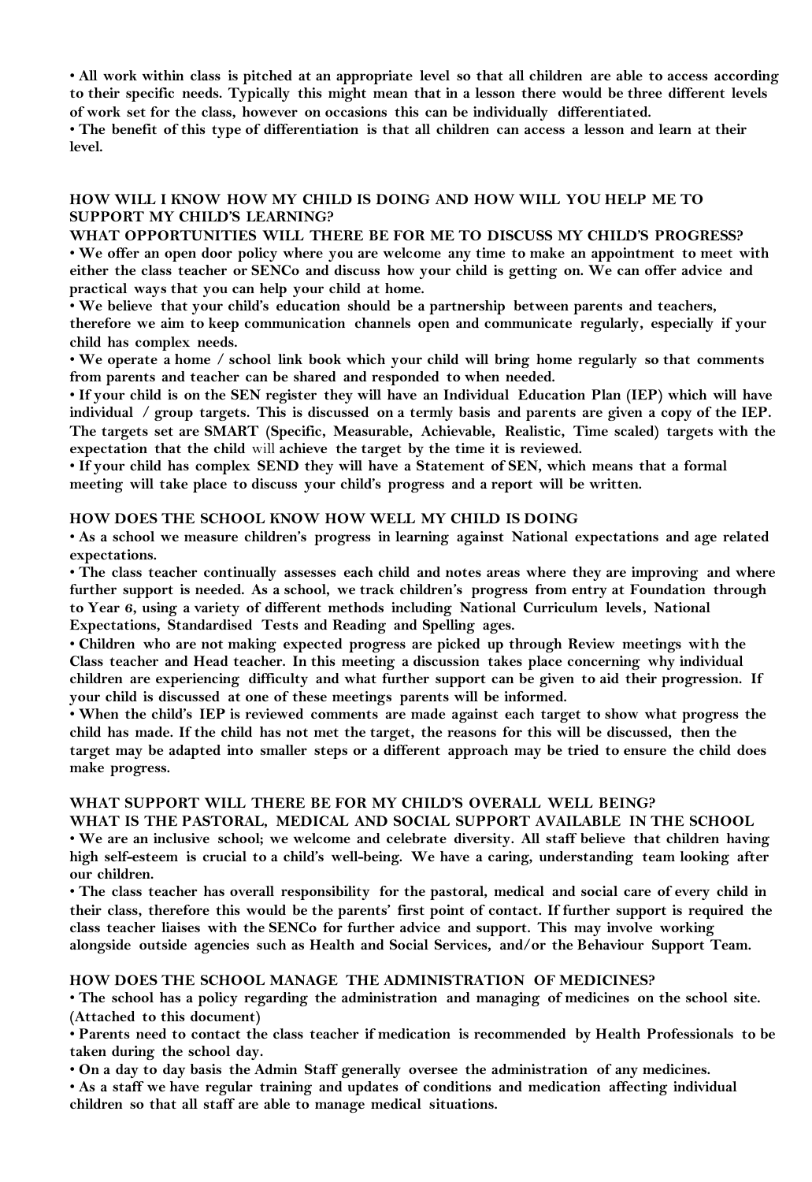- **All work within class is pitched at an appropriate level so that all children are able to access according to their specific needs. Typically this might mean that in a lesson there would be three different levels of work set for the class, however on occasions this can be individually differentiated.**
- **The benefit of this type of differentiation is that all children can access a lesson and learn at their level.**

## HOW WILL I KNOW HOW MY CHILD IS DOING AND HOW WILL YOU HELP ME TO SUPPORT MY CHILD'S LEARNING?

## WHAT OPPORTUNITIES WILL THERE BE FOR ME TO DISCUSS MY CHILD'S PROGRESS?

- **We offer an open door policy where you are welcome any time to make an appointment to meet with either the class teacher or SENCo and discuss how your child is getting on. We can offer advice and practical ways that you can help your child at home.**
- **We believe that your child's education should be a partnership between parents and teachers, therefore we aim to keep communication channels open and communicate regularly, especially if your child has complex needs.**
- **We operate a home / school link book which your child will bring home regularly so that comments from parents and teacher can be shared and responded to when needed.**
- **If your child is on the SEN register they will have an Individual Education Plan (IEP) which will have individual / group targets. This is discussed on a termly basis and parents are given a copy of the IEP. The targets set are SMART (Specific, Measurable, Achievable, Realistic, Time scaled) targets with the expectation that the child** will **achieve the target by the time it is reviewed.**
- **If your child has complex SEND they will have a Statement of SEN, which means that a formal meeting will take place to discuss your child's progress and a report will be written.**

## HOW DOES THE SCHOOL KNOW HOW WELL MY CHILD IS DOING

- **As a school we measure children's progress in learning against National expectations and age related expectations.**
- **The class teacher continually assesses each child and notes areas where they are improving and where further support is needed. As a school, we track children's progress from entry at Foundation through to Year 6, using a variety of different methods including National Curriculum levels, National Expectations, Standardised Tests and Reading and Spelling ages.**
- **Children who are not making expected progress are picked up through Review meetings with the Class teacher and Head teacher. In this meeting a discussion takes place concerning why individual children are experiencing difficulty and what further support can be given to aid their progression. If your child is discussed at one of these meetings parents will be informed.**
- **When the child's IEP is reviewed comments are made against each target to show what progress the child has made. If the child has not met the target, the reasons for this will be discussed, then the target may be adapted into smaller steps or a different approach may be tried to ensure the child does make progress.**

## WHAT SUPPORT WILL THERE BE FOR MY CHILD'S OVERALL WELL BEING?

## WHAT IS THE PASTORAL, MEDICAL AND SOCIAL SUPPORT AVAILABLE IN THE SCHOOL

- **We are an inclusive school; we welcome and celebrate diversity. All staff believe that children having high self-esteem is crucial to a child's well-being. We have a caring, understanding team looking after our children.**
- **The class teacher has overall responsibility for the pastoral, medical and social care of every child in their class, therefore this would be the parents' first point of contact. If further support is required the class teacher liaises with the SENCo for further advice and support. This may involve working alongside outside agencies such as Health and Social Services, and/or the Behaviour Support Team.**

## HOW DOES THE SCHOOL MANAGE THE ADMINISTRATION OF MEDICINES?

- **The school has a policy regarding the administration and managing of medicines on the school site. (Attached to this document)**
- **Parents need to contact the class teacher if medication is recommended by Health Professionals to be taken during the school day.**
- **On a day to day basis the Admin Staff generally oversee the administration of any medicines.**
- **As a staff we have regular training and updates of conditions and medication affecting individual children so that all staff are able to manage medical situations.**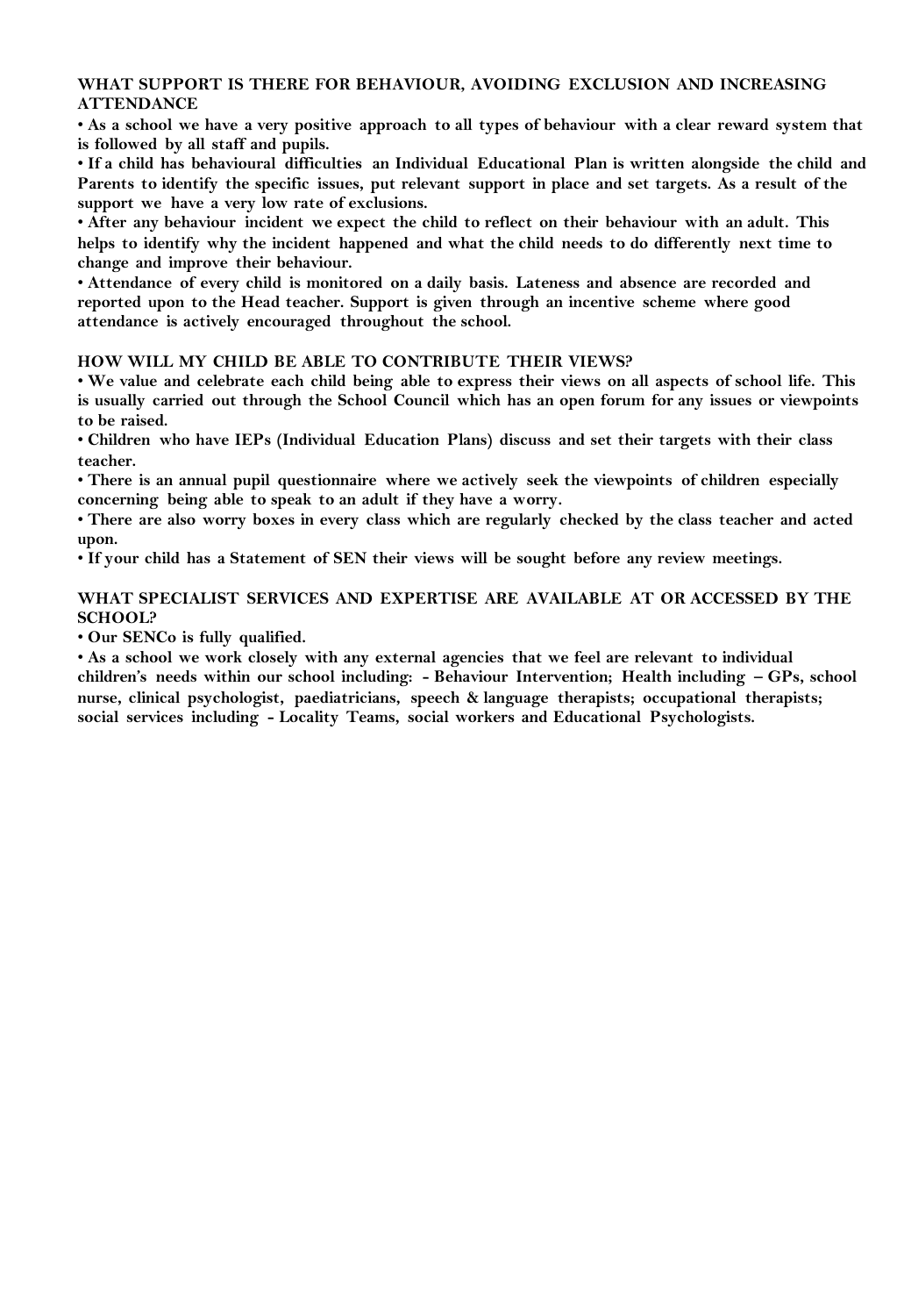## WHAT SUPPORT IS THERE FOR BEHAVIOUR, AVOIDING EXCLUSION AND INCREASING ATTENDANCE

- As a school we have a very positive approach to all types of behaviour with a clear reward system that is followed by all staff and pupils.
- If a child has behavioural difficulties an Individual Educational Plan is written alongside the child and Parents to identify the specific issues, put relevant support in place and set targets. As a result of the support we have a very low rate of exclusions.
- After any behaviour incident we expect the child to reflect on their behaviour with an adult. This helps to identify why the incident happened and what the child needs to do differently next time to change and improve their behaviour.
- Attendance of every child is monitored on a daily basis. Lateness and absence are recorded and reported upon to the Head teacher. Support is given through an incentive scheme where good attendance is actively encouraged throughout the school.

## HOW WILL MY CHILD BE ABLE TO CONTRIBUTE THEIR VIEWS?

- We value and celebrate each child being able to express their views on all aspects of school life. This is usually carried out through the School Council which has an open forum for any issues or viewpoints to be raised.
- Children who have IEPs (Individual Education Plans) discuss and set their targets with their class teacher.
- There is an annual pupil questionnaire where we actively seek the viewpoints of children especially concerning being able to speak to an adult if they have a worry.
- There are also worry boxes in every class which are regularly checked by the class teacher and acted upon.
- If your child has a Statement of SEN their views will be sought before any review meetings.

## WHAT SPECIALIST SERVICES AND EXPERTISE ARE AVAILABLE AT OR ACCESSED BY THE SCHOOL?

- Our SENCo is fully qualified.
- As a school we work closely with any external agencies that we feel are relevant to individual children's needs within our school including: - Behaviour Intervention; Health including – GPs, school nurse, clinical psychologist, paediatricians, speech & language therapists; occupational therapists; social services including - Locality Teams, social workers and Educational Psychologists.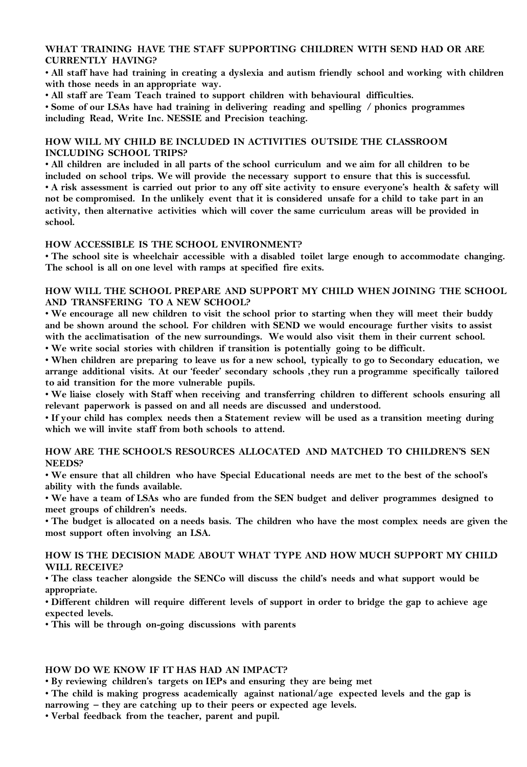**WHAT TRAINING HAVE THE STAFF SUPPORTING CHILDREN WITH SEND HAD OR ARE CURRENTLY HAVING?**

- **All staff have had training in creating a dyslexia and autism friendly school and working with children with those needs in an appropriate way.**
- **All staff are Team Teach trained to support children with behavioural difficulties.**
- **Some of our LSAs have had training in delivering reading and spelling / phonics programmes including Read, Write Inc. NESSIE and Precision teaching.**

**HOW WILL MY CHILD BE INCLUDED IN ACTIVITIES OUTSIDE THE CLASSROOM INCLUDING SCHOOL TRIPS?**

- **All children are included in all parts of the school curriculum and we aim for all children to be included on school trips. We will provide the necessary support to ensure that this is successful.**
- **A risk assessment is carried out prior to any off site activity to ensure everyone's health & safety will not be compromised. In the unlikely event that it is considered unsafe for a child to take part in an activity, then alternative activities which will cover the same curriculum areas will be provided in school.**

**HOW ACCESSIBLE IS THE SCHOOL ENVIRONMENT?**

- **The school site is wheelchair accessible with a disabled toilet large enough to accommodate changing. The school is all on one level with ramps at specified fire exits.**

**HOW WILL THE SCHOOL PREPARE AND SUPPORT MY CHILD WHEN JOINING THE SCHOOL AND TRANSFERING TO A NEW SCHOOL?**

- **We encourage all new children to visit the school prior to starting when they will meet their buddy and be shown around the school. For children with SEND we would encourage further visits to assist with the acclimatisation of the new surroundings. We would also visit them in their current school.**
- **We write social stories with children if transition is potentially going to be difficult.**
- **When children are preparing to leave us for a new school, typically to go to Secondary education, we arrange additional visits. At our 'feeder' secondary schools ,they run a programme specifically tailored to aid transition for the more vulnerable pupils.**
- **We liaise closely with Staff when receiving and transferring children to different schools ensuring all relevant paperwork is passed on and all needs are discussed and understood.**
- **If your child has complex needs then a Statement review will be used as a transition meeting during which we will invite staff from both schools to attend.**

**HOW ARE THE SCHOOL'S RESOURCES ALLOCATED AND MATCHED TO CHILDREN'S SEN NEEDS?**

- **We ensure that all children who have Special Educational needs are met to the best of the school's ability with the funds available.**
- **We have a team of LSAs who are funded from the SEN budget and deliver programmes designed to meet groups of children's needs.**
- **The budget is allocated on a needs basis. The children who have the most complex needs are given the most support often involving an LSA.**

**HOW IS THE DECISION MADE ABOUT WHAT TYPE AND HOW MUCH SUPPORT MY CHILD WILL RECEIVE?**

- **The class teacher alongside the SENCo will discuss the child's needs and what support would be appropriate.**
- **Different children will require different levels of support in order to bridge the gap to achieve age expected levels.**
- **This will be through on-going discussions with parents**

**HOW DO WE KNOW IF IT HAS HAD AN IMPACT?**

- **By reviewing children's targets on IEPs and ensuring they are being met**
- **The child is making progress academically against national/age expected levels and the gap is narrowing – they are catching up to their peers or expected age levels.**
- **Verbal feedback from the teacher, parent and pupil.**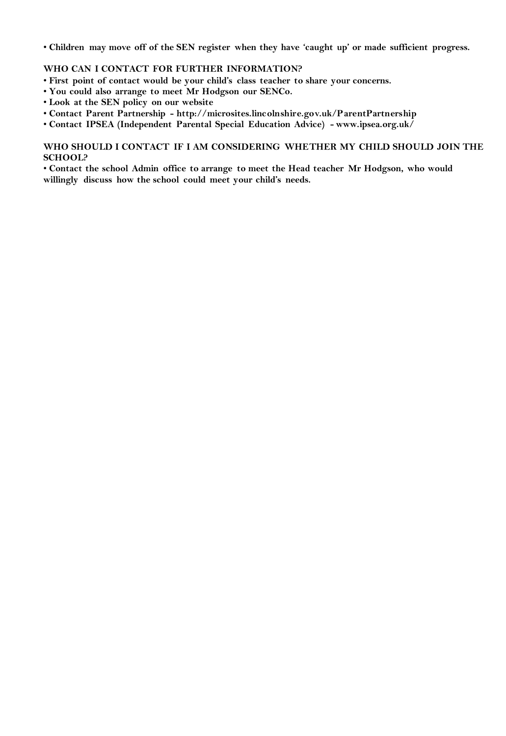- Children may move off of the SEN register when they have 'caught up' or made sufficient progress.

## WHO CAN I CONTACT FOR FURTHER INFORMATION?

- First point of contact would be your child's class teacher to share your concerns.
- You could also arrange to meet Mr Hodgson our SENCo.
- Look at the SEN policy on our website
- Contact Parent Partnership - http://microsites.lincolnshire.gov.uk/ParentPartnership
- Contact IPSEA (Independent Parental Special Education Advice) - www.ipsea.org.uk/

## WHO SHOULD I CONTACT IF I AM CONSIDERING WHETHER MY CHILD SHOULD JOIN THE SCHOOL?

- Contact the school Admin office to arrange to meet the Head teacher Mr Hodgson, who would willingly discuss how the school could meet your child's needs.